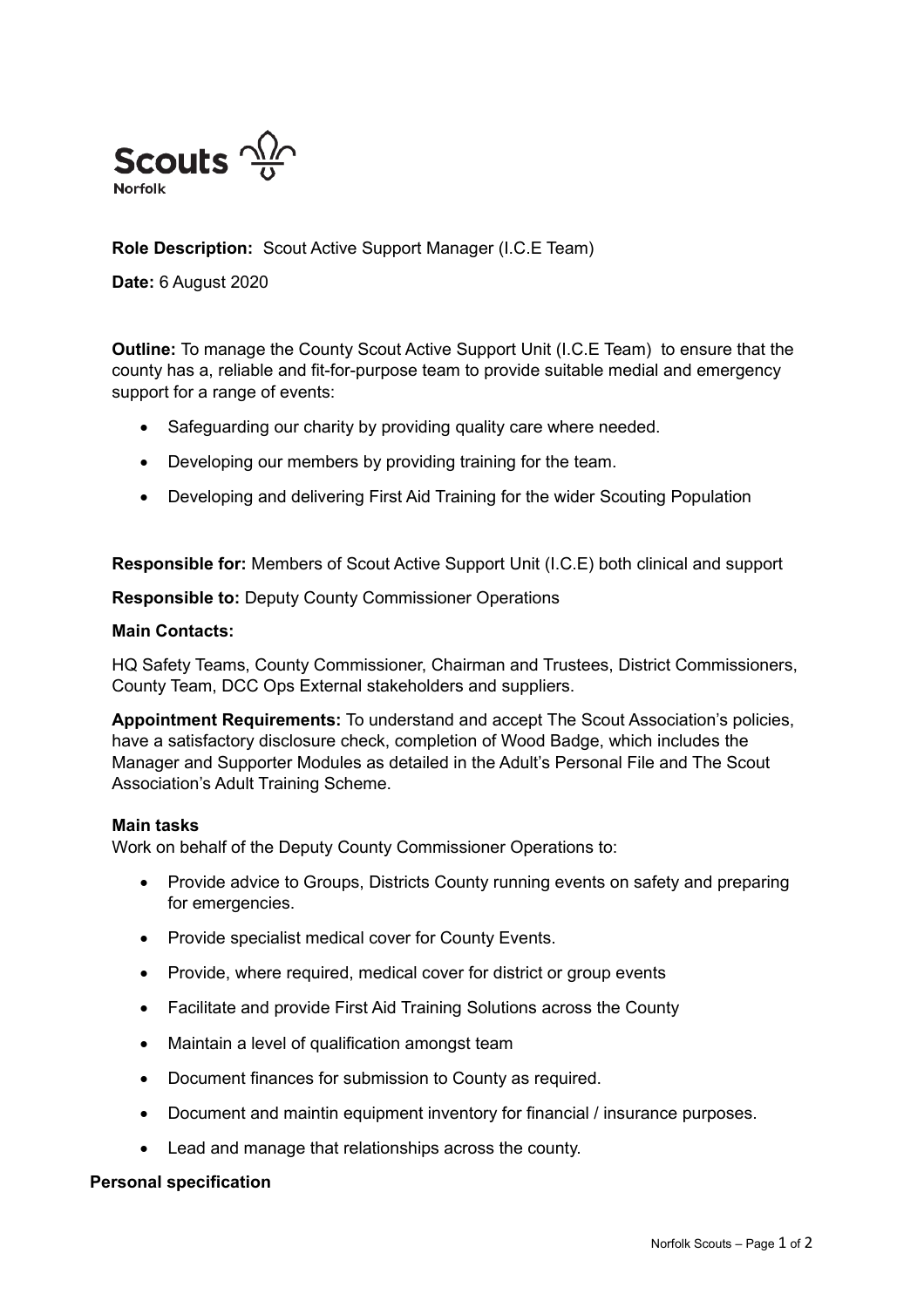Scouts
Norfolk

**Role Description:** Scout Active Support Manager (I.C.E Team)

**Date:** 6 August 2020

**Outline:** To manage the County Scout Active Support Unit (I.C.E Team) to ensure that the county has a, reliable and fit-for-purpose team to provide suitable medial and emergency support for a range of events:

- Safeguarding our charity by providing quality care where needed.
- Developing our members by providing training for the team.
- Developing and delivering First Aid Training for the wider Scouting Population

**Responsible for:** Members of Scout Active Support Unit (I.C.E) both clinical and support

**Responsible to:** Deputy County Commissioner Operations

**Main Contacts:**

HQ Safety Teams, County Commissioner, Chairman and Trustees, District Commissioners, County Team, DCC Ops External stakeholders and suppliers.

**Appointment Requirements:** To understand and accept The Scout Association's policies, have a satisfactory disclosure check, completion of Wood Badge, which includes the Manager and Supporter Modules as detailed in the Adult's Personal File and The Scout Association's Adult Training Scheme.

**Main tasks**

Work on behalf of the Deputy County Commissioner Operations to:

- Provide advice to Groups, Districts County running events on safety and preparing for emergencies.
- Provide specialist medical cover for County Events.
- Provide, where required, medical cover for district or group events
- Facilitate and provide First Aid Training Solutions across the County
- Maintain a level of qualification amongst team
- Document finances for submission to County as required.
- Document and maintin equipment inventory for financial / insurance purposes.
- Lead and manage that relationships across the county.

**Personal specification**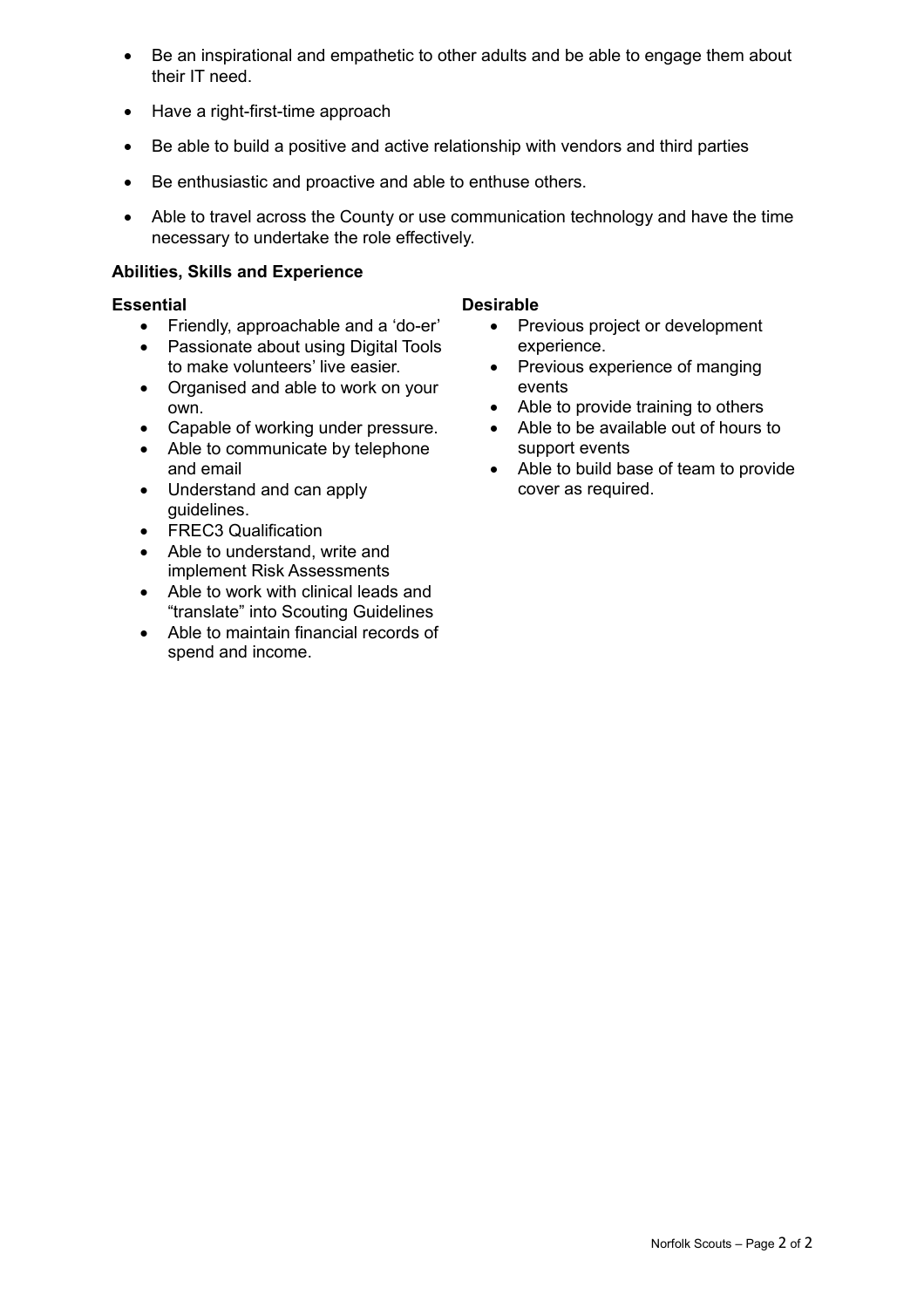- Be an inspirational and empathetic to other adults and be able to engage them about their IT need.
- Have a right-first-time approach
- Be able to build a positive and active relationship with vendors and third parties
- Be enthusiastic and proactive and able to enthuse others.
- Able to travel across the County or use communication technology and have the time necessary to undertake the role effectively.

**Abilities, Skills and Experience**

**Essential**

- Friendly, approachable and a 'do-er'
- Passionate about using Digital Tools to make volunteers' live easier.
- Organised and able to work on your own.
- Capable of working under pressure.
- Able to communicate by telephone and email
- Understand and can apply guidelines.
- FREC3 Qualification
- Able to understand, write and implement Risk Assessments
- Able to work with clinical leads and "translate" into Scouting Guidelines
- Able to maintain financial records of spend and income.

**Desirable**

- Previous project or development experience.
- Previous experience of manging events
- Able to provide training to others
- Able to be available out of hours to support events
- Able to build base of team to provide cover as required.